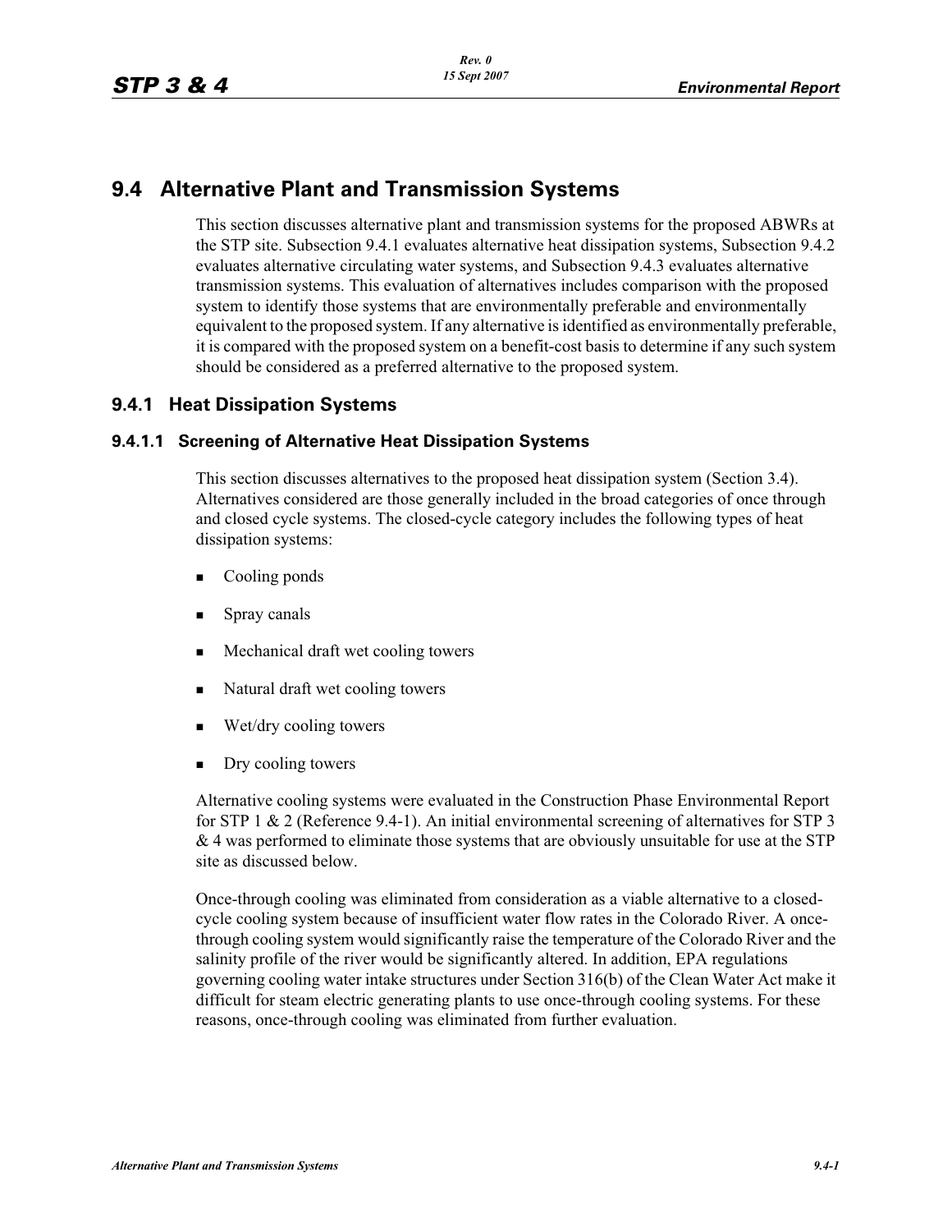## 9.4 Alternative Plant and Transmission Systems

This section discusses alternative plant and transmission systems for the proposed ABWRs at the STP site. Subsection 9.4.1 evaluates alternative heat dissipation systems, Subsection 9.4.2 evaluates alternative circulating water systems, and Subsection 9.4.3 evaluates alternative transmission systems. This evaluation of alternatives includes comparison with the proposed system to identify those systems that are environmentally preferable and environmentally equivalent to the proposed system. If any alternative is identified as environmentally preferable, it is compared with the proposed system on a benefit-cost basis to determine if any such system should be considered as a preferred alternative to the proposed system.

### 9.4.1 Heat Dissipation Systems

#### 9.4.1.1 Screening of Alternative Heat Dissipation Systems

This section discusses alternatives to the proposed heat dissipation system (Section 3.4). Alternatives considered are those generally included in the broad categories of once through and closed cycle systems. The closed-cycle category includes the following types of heat dissipation systems:

- Cooling ponds
- Spray canals
- Mechanical draft wet cooling towers
- Natural draft wet cooling towers
- Wet/dry cooling towers
- Dry cooling towers

Alternative cooling systems were evaluated in the Construction Phase Environmental Report for STP 1 & 2 (Reference 9.4-1). An initial environmental screening of alternatives for STP 3 & 4 was performed to eliminate those systems that are obviously unsuitable for use at the STP site as discussed below.

Once-through cooling was eliminated from consideration as a viable alternative to a closed-cycle cooling system because of insufficient water flow rates in the Colorado River. A once-through cooling system would significantly raise the temperature of the Colorado River and the salinity profile of the river would be significantly altered. In addition, EPA regulations governing cooling water intake structures under Section 316(b) of the Clean Water Act make it difficult for steam electric generating plants to use once-through cooling systems. For these reasons, once-through cooling was eliminated from further evaluation.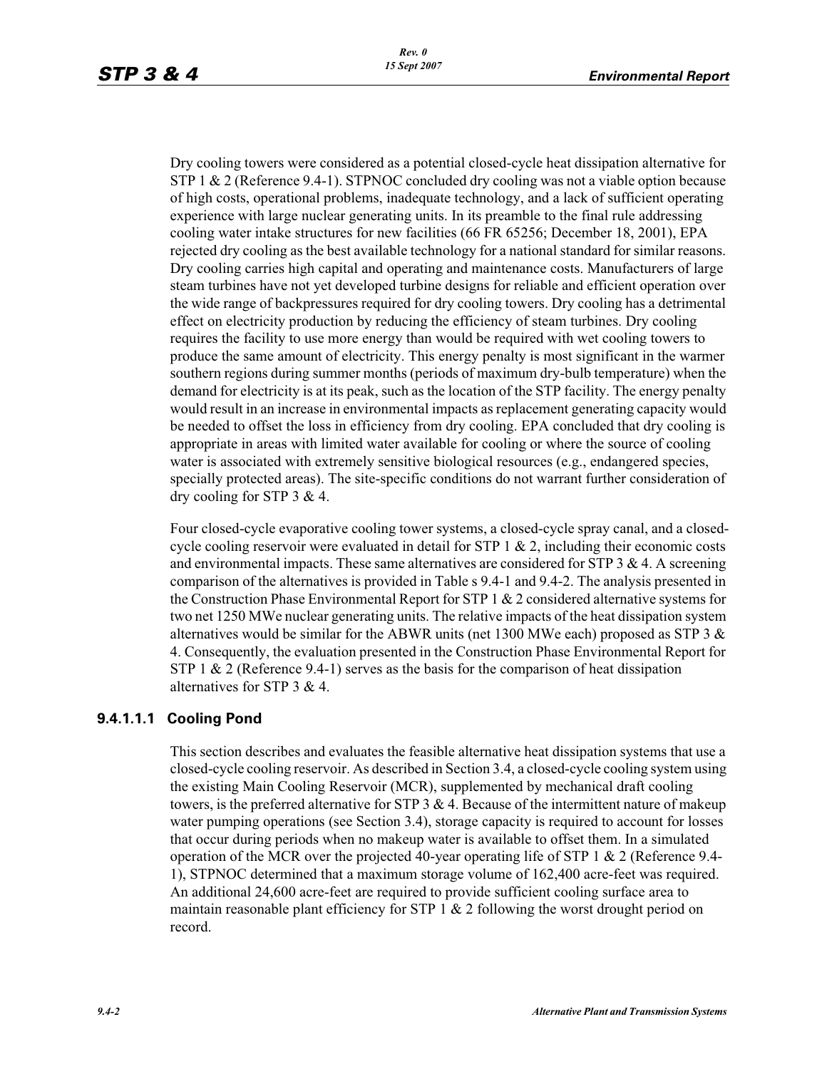Dry cooling towers were considered as a potential closed-cycle heat dissipation alternative for STP 1 & 2 (Reference 9.4-1). STPNOC concluded dry cooling was not a viable option because of high costs, operational problems, inadequate technology, and a lack of sufficient operating experience with large nuclear generating units. In its preamble to the final rule addressing cooling water intake structures for new facilities (66 FR 65256; December 18, 2001), EPA rejected dry cooling as the best available technology for a national standard for similar reasons. Dry cooling carries high capital and operating and maintenance costs. Manufacturers of large steam turbines have not yet developed turbine designs for reliable and efficient operation over the wide range of backpressures required for dry cooling towers. Dry cooling has a detrimental effect on electricity production by reducing the efficiency of steam turbines. Dry cooling requires the facility to use more energy than would be required with wet cooling towers to produce the same amount of electricity. This energy penalty is most significant in the warmer southern regions during summer months (periods of maximum dry-bulb temperature) when the demand for electricity is at its peak, such as the location of the STP facility. The energy penalty would result in an increase in environmental impacts as replacement generating capacity would be needed to offset the loss in efficiency from dry cooling. EPA concluded that dry cooling is appropriate in areas with limited water available for cooling or where the source of cooling water is associated with extremely sensitive biological resources (e.g., endangered species, specially protected areas). The site-specific conditions do not warrant further consideration of dry cooling for STP 3 & 4.

Four closed-cycle evaporative cooling tower systems, a closed-cycle spray canal, and a closed-cycle cooling reservoir were evaluated in detail for STP 1 & 2, including their economic costs and environmental impacts. These same alternatives are considered for STP 3 & 4. A screening comparison of the alternatives is provided in Table s 9.4-1 and 9.4-2. The analysis presented in the Construction Phase Environmental Report for STP 1 & 2 considered alternative systems for two net 1250 MWe nuclear generating units. The relative impacts of the heat dissipation system alternatives would be similar for the ABWR units (net 1300 MWe each) proposed as STP 3 & 4. Consequently, the evaluation presented in the Construction Phase Environmental Report for STP 1 & 2 (Reference 9.4-1) serves as the basis for the comparison of heat dissipation alternatives for STP 3 & 4.

#### 9.4.1.1.1 Cooling Pond

This section describes and evaluates the feasible alternative heat dissipation systems that use a closed-cycle cooling reservoir. As described in Section 3.4, a closed-cycle cooling system using the existing Main Cooling Reservoir (MCR), supplemented by mechanical draft cooling towers, is the preferred alternative for STP 3 & 4. Because of the intermittent nature of makeup water pumping operations (see Section 3.4), storage capacity is required to account for losses that occur during periods when no makeup water is available to offset them. In a simulated operation of the MCR over the projected 40-year operating life of STP 1 & 2 (Reference 9.4-1), STPNOC determined that a maximum storage volume of 162,400 acre-feet was required. An additional 24,600 acre-feet are required to provide sufficient cooling surface area to maintain reasonable plant efficiency for STP 1 & 2 following the worst drought period on record.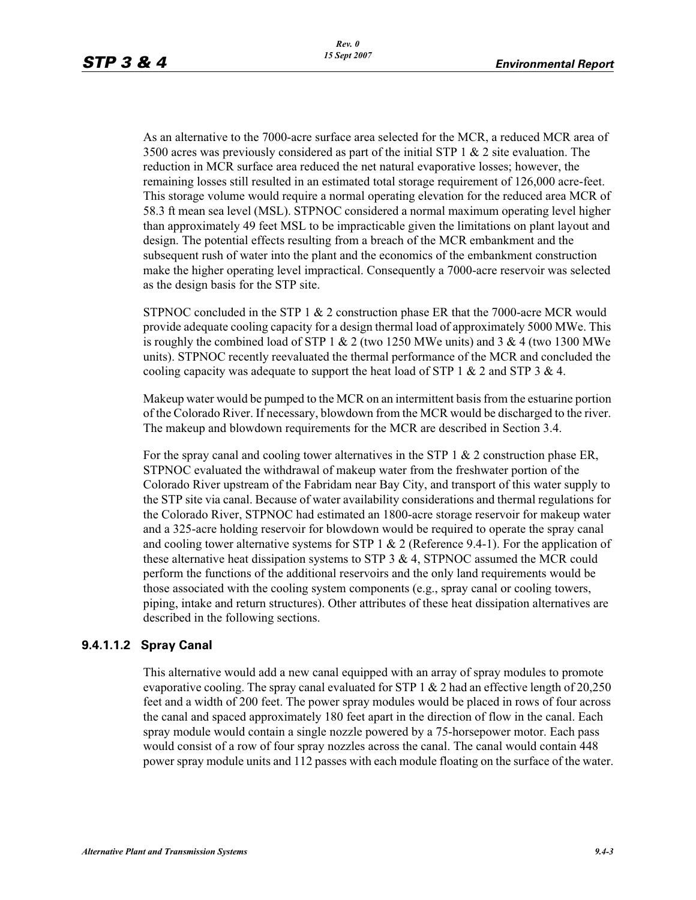As an alternative to the 7000-acre surface area selected for the MCR, a reduced MCR area of 3500 acres was previously considered as part of the initial STP 1 & 2 site evaluation. The reduction in MCR surface area reduced the net natural evaporative losses; however, the remaining losses still resulted in an estimated total storage requirement of 126,000 acre-feet. This storage volume would require a normal operating elevation for the reduced area MCR of 58.3 ft mean sea level (MSL). STPNOC considered a normal maximum operating level higher than approximately 49 feet MSL to be impracticable given the limitations on plant layout and design. The potential effects resulting from a breach of the MCR embankment and the subsequent rush of water into the plant and the economics of the embankment construction make the higher operating level impractical. Consequently a 7000-acre reservoir was selected as the design basis for the STP site.

STPNOC concluded in the STP 1 & 2 construction phase ER that the 7000-acre MCR would provide adequate cooling capacity for a design thermal load of approximately 5000 MWe. This is roughly the combined load of STP 1 & 2 (two 1250 MWe units) and 3 & 4 (two 1300 MWe units). STPNOC recently reevaluated the thermal performance of the MCR and concluded the cooling capacity was adequate to support the heat load of STP 1 & 2 and STP 3 & 4.

Makeup water would be pumped to the MCR on an intermittent basis from the estuarine portion of the Colorado River. If necessary, blowdown from the MCR would be discharged to the river. The makeup and blowdown requirements for the MCR are described in Section 3.4.

For the spray canal and cooling tower alternatives in the STP 1 & 2 construction phase ER, STPNOC evaluated the withdrawal of makeup water from the freshwater portion of the Colorado River upstream of the Fabridam near Bay City, and transport of this water supply to the STP site via canal. Because of water availability considerations and thermal regulations for the Colorado River, STPNOC had estimated an 1800-acre storage reservoir for makeup water and a 325-acre holding reservoir for blowdown would be required to operate the spray canal and cooling tower alternative systems for STP 1 & 2 (Reference 9.4-1). For the application of these alternative heat dissipation systems to STP 3 & 4, STPNOC assumed the MCR could perform the functions of the additional reservoirs and the only land requirements would be those associated with the cooling system components (e.g., spray canal or cooling towers, piping, intake and return structures). Other attributes of these heat dissipation alternatives are described in the following sections.

#### 9.4.1.1.2 Spray Canal

This alternative would add a new canal equipped with an array of spray modules to promote evaporative cooling. The spray canal evaluated for STP 1 & 2 had an effective length of 20,250 feet and a width of 200 feet. The power spray modules would be placed in rows of four across the canal and spaced approximately 180 feet apart in the direction of flow in the canal. Each spray module would contain a single nozzle powered by a 75-horsepower motor. Each pass would consist of a row of four spray nozzles across the canal. The canal would contain 448 power spray module units and 112 passes with each module floating on the surface of the water.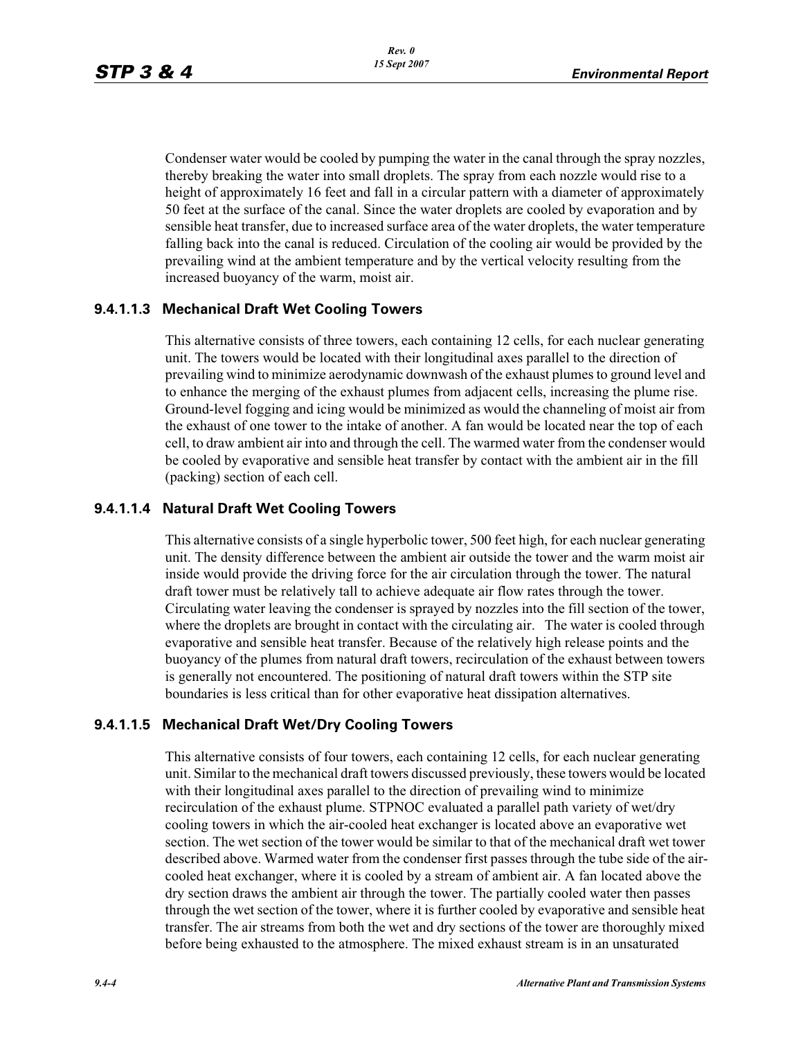Condenser water would be cooled by pumping the water in the canal through the spray nozzles, thereby breaking the water into small droplets. The spray from each nozzle would rise to a height of approximately 16 feet and fall in a circular pattern with a diameter of approximately 50 feet at the surface of the canal. Since the water droplets are cooled by evaporation and by sensible heat transfer, due to increased surface area of the water droplets, the water temperature falling back into the canal is reduced. Circulation of the cooling air would be provided by the prevailing wind at the ambient temperature and by the vertical velocity resulting from the increased buoyancy of the warm, moist air.

#### 9.4.1.1.3 Mechanical Draft Wet Cooling Towers

This alternative consists of three towers, each containing 12 cells, for each nuclear generating unit. The towers would be located with their longitudinal axes parallel to the direction of prevailing wind to minimize aerodynamic downwash of the exhaust plumes to ground level and to enhance the merging of the exhaust plumes from adjacent cells, increasing the plume rise. Ground-level fogging and icing would be minimized as would the channeling of moist air from the exhaust of one tower to the intake of another. A fan would be located near the top of each cell, to draw ambient air into and through the cell. The warmed water from the condenser would be cooled by evaporative and sensible heat transfer by contact with the ambient air in the fill (packing) section of each cell.

#### 9.4.1.1.4 Natural Draft Wet Cooling Towers

This alternative consists of a single hyperbolic tower, 500 feet high, for each nuclear generating unit. The density difference between the ambient air outside the tower and the warm moist air inside would provide the driving force for the air circulation through the tower. The natural draft tower must be relatively tall to achieve adequate air flow rates through the tower. Circulating water leaving the condenser is sprayed by nozzles into the fill section of the tower, where the droplets are brought in contact with the circulating air. The water is cooled through evaporative and sensible heat transfer. Because of the relatively high release points and the buoyancy of the plumes from natural draft towers, recirculation of the exhaust between towers is generally not encountered. The positioning of natural draft towers within the STP site boundaries is less critical than for other evaporative heat dissipation alternatives.

#### 9.4.1.1.5 Mechanical Draft Wet/Dry Cooling Towers

This alternative consists of four towers, each containing 12 cells, for each nuclear generating unit. Similar to the mechanical draft towers discussed previously, these towers would be located with their longitudinal axes parallel to the direction of prevailing wind to minimize recirculation of the exhaust plume. STPNOC evaluated a parallel path variety of wet/dry cooling towers in which the air-cooled heat exchanger is located above an evaporative wet section. The wet section of the tower would be similar to that of the mechanical draft wet tower described above. Warmed water from the condenser first passes through the tube side of the air-cooled heat exchanger, where it is cooled by a stream of ambient air. A fan located above the dry section draws the ambient air through the tower. The partially cooled water then passes through the wet section of the tower, where it is further cooled by evaporative and sensible heat transfer. The air streams from both the wet and dry sections of the tower are thoroughly mixed before being exhausted to the atmosphere. The mixed exhaust stream is in an unsaturated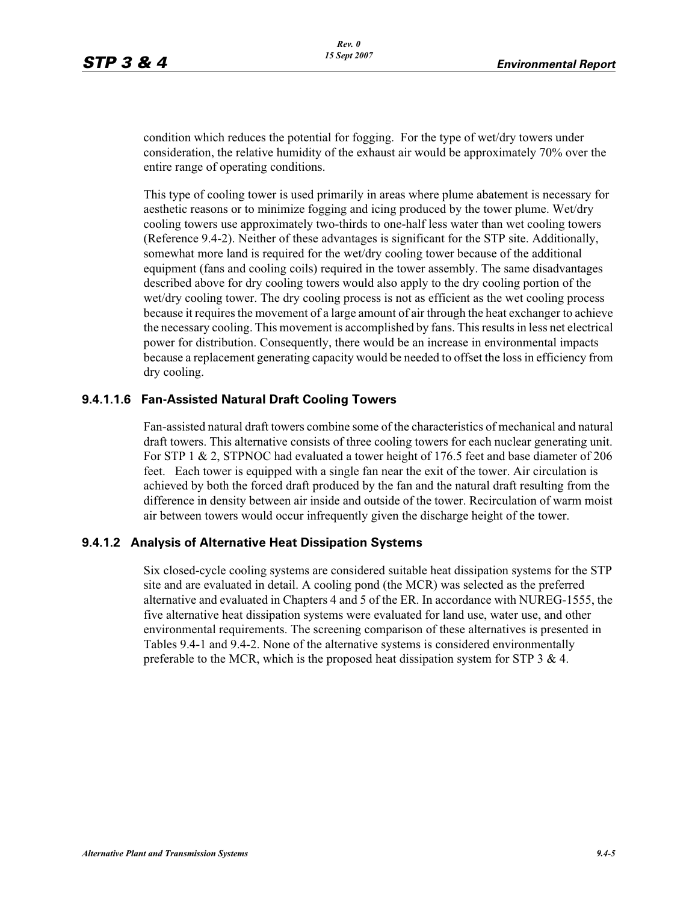condition which reduces the potential for fogging. For the type of wet/dry towers under consideration, the relative humidity of the exhaust air would be approximately 70% over the entire range of operating conditions.

This type of cooling tower is used primarily in areas where plume abatement is necessary for aesthetic reasons or to minimize fogging and icing produced by the tower plume. Wet/dry cooling towers use approximately two-thirds to one-half less water than wet cooling towers (Reference 9.4-2). Neither of these advantages is significant for the STP site. Additionally, somewhat more land is required for the wet/dry cooling tower because of the additional equipment (fans and cooling coils) required in the tower assembly. The same disadvantages described above for dry cooling towers would also apply to the dry cooling portion of the wet/dry cooling tower. The dry cooling process is not as efficient as the wet cooling process because it requires the movement of a large amount of air through the heat exchanger to achieve the necessary cooling. This movement is accomplished by fans. This results in less net electrical power for distribution. Consequently, there would be an increase in environmental impacts because a replacement generating capacity would be needed to offset the loss in efficiency from dry cooling.

#### 9.4.1.1.6 Fan-Assisted Natural Draft Cooling Towers

Fan-assisted natural draft towers combine some of the characteristics of mechanical and natural draft towers. This alternative consists of three cooling towers for each nuclear generating unit. For STP 1 & 2, STPNOC had evaluated a tower height of 176.5 feet and base diameter of 206 feet. Each tower is equipped with a single fan near the exit of the tower. Air circulation is achieved by both the forced draft produced by the fan and the natural draft resulting from the difference in density between air inside and outside of the tower. Recirculation of warm moist air between towers would occur infrequently given the discharge height of the tower.

### 9.4.1.2 Analysis of Alternative Heat Dissipation Systems

Six closed-cycle cooling systems are considered suitable heat dissipation systems for the STP site and are evaluated in detail. A cooling pond (the MCR) was selected as the preferred alternative and evaluated in Chapters 4 and 5 of the ER. In accordance with NUREG-1555, the five alternative heat dissipation systems were evaluated for land use, water use, and other environmental requirements. The screening comparison of these alternatives is presented in Tables 9.4-1 and 9.4-2. None of the alternative systems is considered environmentally preferable to the MCR, which is the proposed heat dissipation system for STP 3 & 4.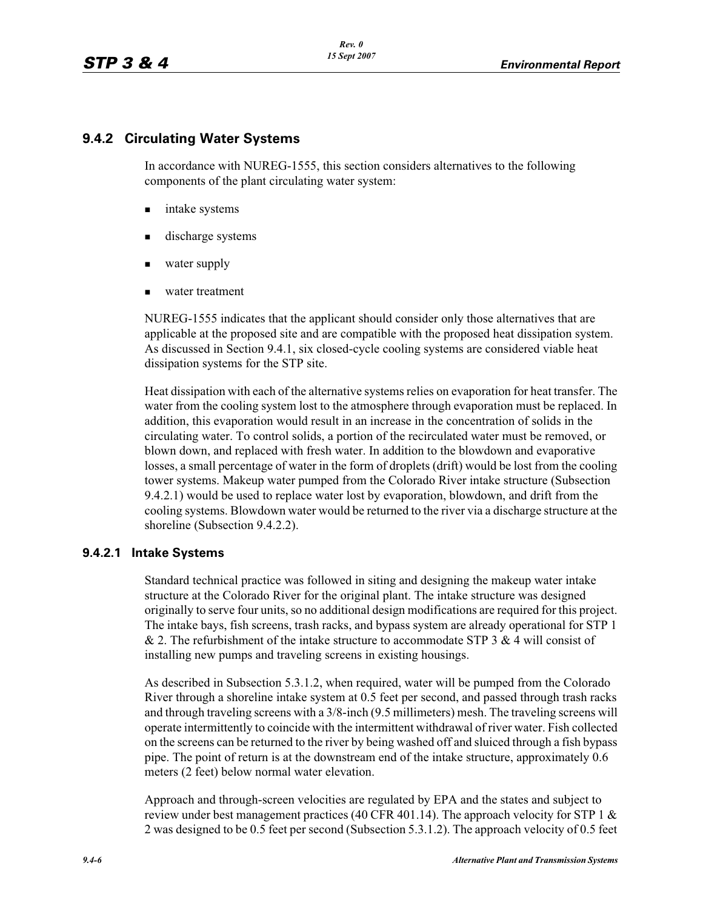## 9.4.2 Circulating Water Systems

In accordance with NUREG-1555, this section considers alternatives to the following components of the plant circulating water system:

- intake systems
- discharge systems
- water supply
- water treatment

NUREG-1555 indicates that the applicant should consider only those alternatives that are applicable at the proposed site and are compatible with the proposed heat dissipation system. As discussed in Section 9.4.1, six closed-cycle cooling systems are considered viable heat dissipation systems for the STP site.

Heat dissipation with each of the alternative systems relies on evaporation for heat transfer. The water from the cooling system lost to the atmosphere through evaporation must be replaced. In addition, this evaporation would result in an increase in the concentration of solids in the circulating water. To control solids, a portion of the recirculated water must be removed, or blown down, and replaced with fresh water. In addition to the blowdown and evaporative losses, a small percentage of water in the form of droplets (drift) would be lost from the cooling tower systems. Makeup water pumped from the Colorado River intake structure (Subsection 9.4.2.1) would be used to replace water lost by evaporation, blowdown, and drift from the cooling systems. Blowdown water would be returned to the river via a discharge structure at the shoreline (Subsection 9.4.2.2).

### 9.4.2.1 Intake Systems

Standard technical practice was followed in siting and designing the makeup water intake structure at the Colorado River for the original plant. The intake structure was designed originally to serve four units, so no additional design modifications are required for this project. The intake bays, fish screens, trash racks, and bypass system are already operational for STP 1 & 2. The refurbishment of the intake structure to accommodate STP 3 & 4 will consist of installing new pumps and traveling screens in existing housings.

As described in Subsection 5.3.1.2, when required, water will be pumped from the Colorado River through a shoreline intake system at 0.5 feet per second, and passed through trash racks and through traveling screens with a 3/8-inch (9.5 millimeters) mesh. The traveling screens will operate intermittently to coincide with the intermittent withdrawal of river water. Fish collected on the screens can be returned to the river by being washed off and sluiced through a fish bypass pipe. The point of return is at the downstream end of the intake structure, approximately 0.6 meters (2 feet) below normal water elevation.

Approach and through-screen velocities are regulated by EPA and the states and subject to review under best management practices (40 CFR 401.14). The approach velocity for STP 1 & 2 was designed to be 0.5 feet per second (Subsection 5.3.1.2). The approach velocity of 0.5 feet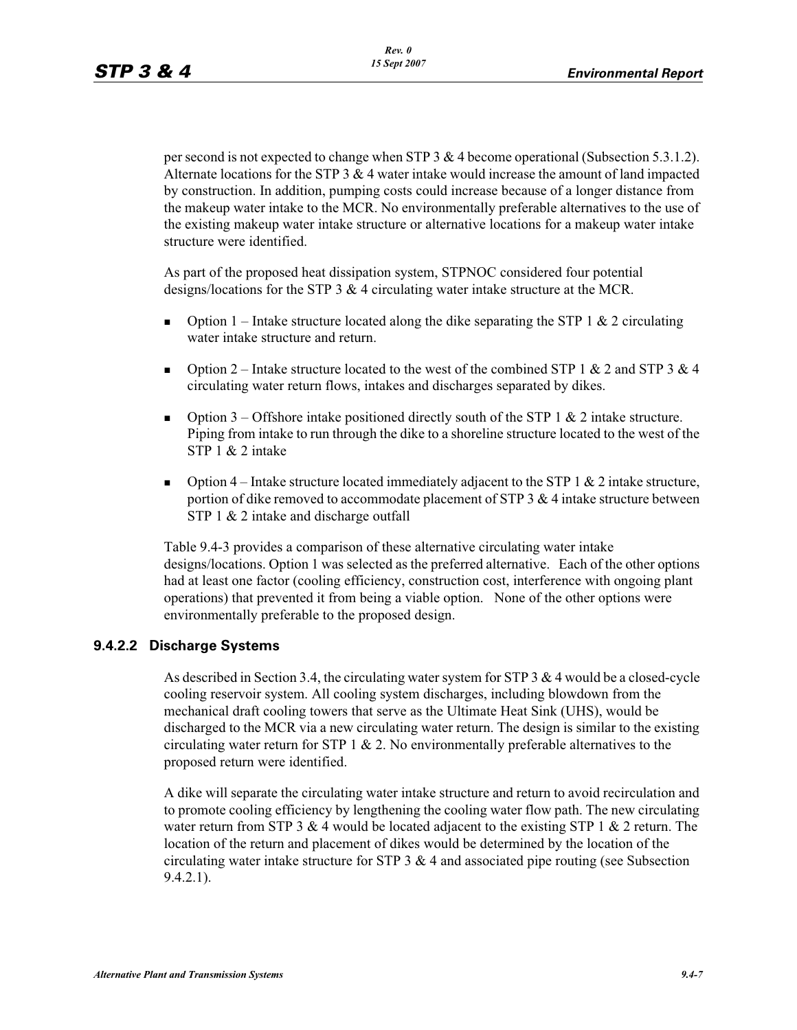per second is not expected to change when STP 3 & 4 become operational (Subsection 5.3.1.2). Alternate locations for the STP 3 & 4 water intake would increase the amount of land impacted by construction. In addition, pumping costs could increase because of a longer distance from the makeup water intake to the MCR. No environmentally preferable alternatives to the use of the existing makeup water intake structure or alternative locations for a makeup water intake structure were identified.

As part of the proposed heat dissipation system, STPNOC considered four potential designs/locations for the STP 3 & 4 circulating water intake structure at the MCR.

- Option 1 – Intake structure located along the dike separating the STP 1 & 2 circulating water intake structure and return.
- Option 2 – Intake structure located to the west of the combined STP 1 & 2 and STP 3 & 4 circulating water return flows, intakes and discharges separated by dikes.
- Option 3 – Offshore intake positioned directly south of the STP 1 & 2 intake structure. Piping from intake to run through the dike to a shoreline structure located to the west of the STP 1 & 2 intake
- Option 4 – Intake structure located immediately adjacent to the STP 1 & 2 intake structure, portion of dike removed to accommodate placement of STP 3 & 4 intake structure between STP 1 & 2 intake and discharge outfall

Table 9.4-3 provides a comparison of these alternative circulating water intake designs/locations. Option 1 was selected as the preferred alternative. Each of the other options had at least one factor (cooling efficiency, construction cost, interference with ongoing plant operations) that prevented it from being a viable option. None of the other options were environmentally preferable to the proposed design.

### 9.4.2.2 Discharge Systems

As described in Section 3.4, the circulating water system for STP 3 & 4 would be a closed-cycle cooling reservoir system. All cooling system discharges, including blowdown from the mechanical draft cooling towers that serve as the Ultimate Heat Sink (UHS), would be discharged to the MCR via a new circulating water return. The design is similar to the existing circulating water return for STP 1 & 2. No environmentally preferable alternatives to the proposed return were identified.

A dike will separate the circulating water intake structure and return to avoid recirculation and to promote cooling efficiency by lengthening the cooling water flow path. The new circulating water return from STP 3 & 4 would be located adjacent to the existing STP 1 & 2 return. The location of the return and placement of dikes would be determined by the location of the circulating water intake structure for STP 3 & 4 and associated pipe routing (see Subsection 9.4.2.1).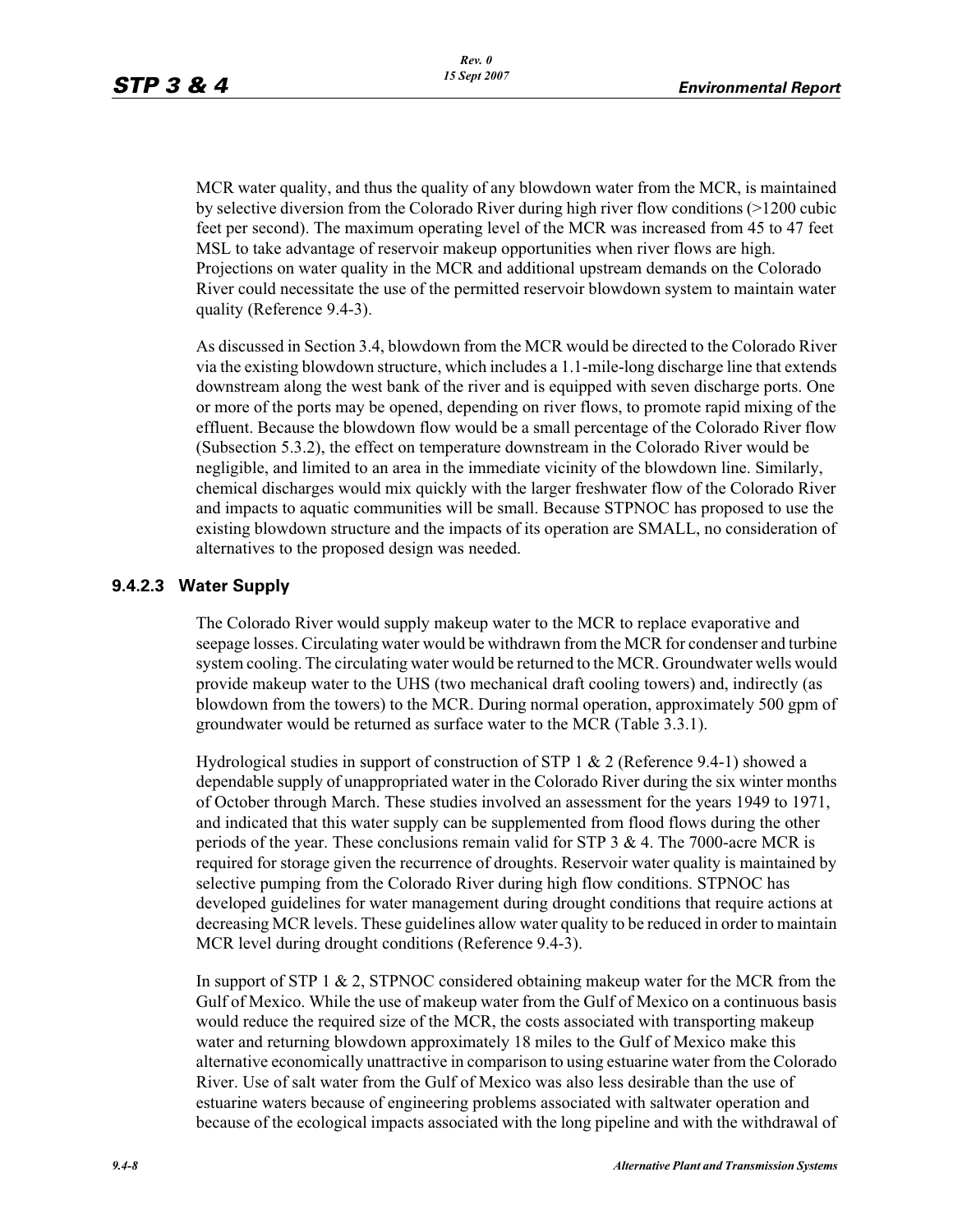MCR water quality, and thus the quality of any blowdown water from the MCR, is maintained by selective diversion from the Colorado River during high river flow conditions (>1200 cubic feet per second). The maximum operating level of the MCR was increased from 45 to 47 feet MSL to take advantage of reservoir makeup opportunities when river flows are high. Projections on water quality in the MCR and additional upstream demands on the Colorado River could necessitate the use of the permitted reservoir blowdown system to maintain water quality (Reference 9.4-3).

As discussed in Section 3.4, blowdown from the MCR would be directed to the Colorado River via the existing blowdown structure, which includes a 1.1-mile-long discharge line that extends downstream along the west bank of the river and is equipped with seven discharge ports. One or more of the ports may be opened, depending on river flows, to promote rapid mixing of the effluent. Because the blowdown flow would be a small percentage of the Colorado River flow (Subsection 5.3.2), the effect on temperature downstream in the Colorado River would be negligible, and limited to an area in the immediate vicinity of the blowdown line. Similarly, chemical discharges would mix quickly with the larger freshwater flow of the Colorado River and impacts to aquatic communities will be small. Because STPNOC has proposed to use the existing blowdown structure and the impacts of its operation are SMALL, no consideration of alternatives to the proposed design was needed.

### 9.4.2.3 Water Supply

The Colorado River would supply makeup water to the MCR to replace evaporative and seepage losses. Circulating water would be withdrawn from the MCR for condenser and turbine system cooling. The circulating water would be returned to the MCR. Groundwater wells would provide makeup water to the UHS (two mechanical draft cooling towers) and, indirectly (as blowdown from the towers) to the MCR. During normal operation, approximately 500 gpm of groundwater would be returned as surface water to the MCR (Table 3.3.1).

Hydrological studies in support of construction of STP 1 & 2 (Reference 9.4-1) showed a dependable supply of unappropriated water in the Colorado River during the six winter months of October through March. These studies involved an assessment for the years 1949 to 1971, and indicated that this water supply can be supplemented from flood flows during the other periods of the year. These conclusions remain valid for STP 3 & 4. The 7000-acre MCR is required for storage given the recurrence of droughts. Reservoir water quality is maintained by selective pumping from the Colorado River during high flow conditions. STPNOC has developed guidelines for water management during drought conditions that require actions at decreasing MCR levels. These guidelines allow water quality to be reduced in order to maintain MCR level during drought conditions (Reference 9.4-3).

In support of STP 1 & 2, STPNOC considered obtaining makeup water for the MCR from the Gulf of Mexico. While the use of makeup water from the Gulf of Mexico on a continuous basis would reduce the required size of the MCR, the costs associated with transporting makeup water and returning blowdown approximately 18 miles to the Gulf of Mexico make this alternative economically unattractive in comparison to using estuarine water from the Colorado River. Use of salt water from the Gulf of Mexico was also less desirable than the use of estuarine waters because of engineering problems associated with saltwater operation and because of the ecological impacts associated with the long pipeline and with the withdrawal of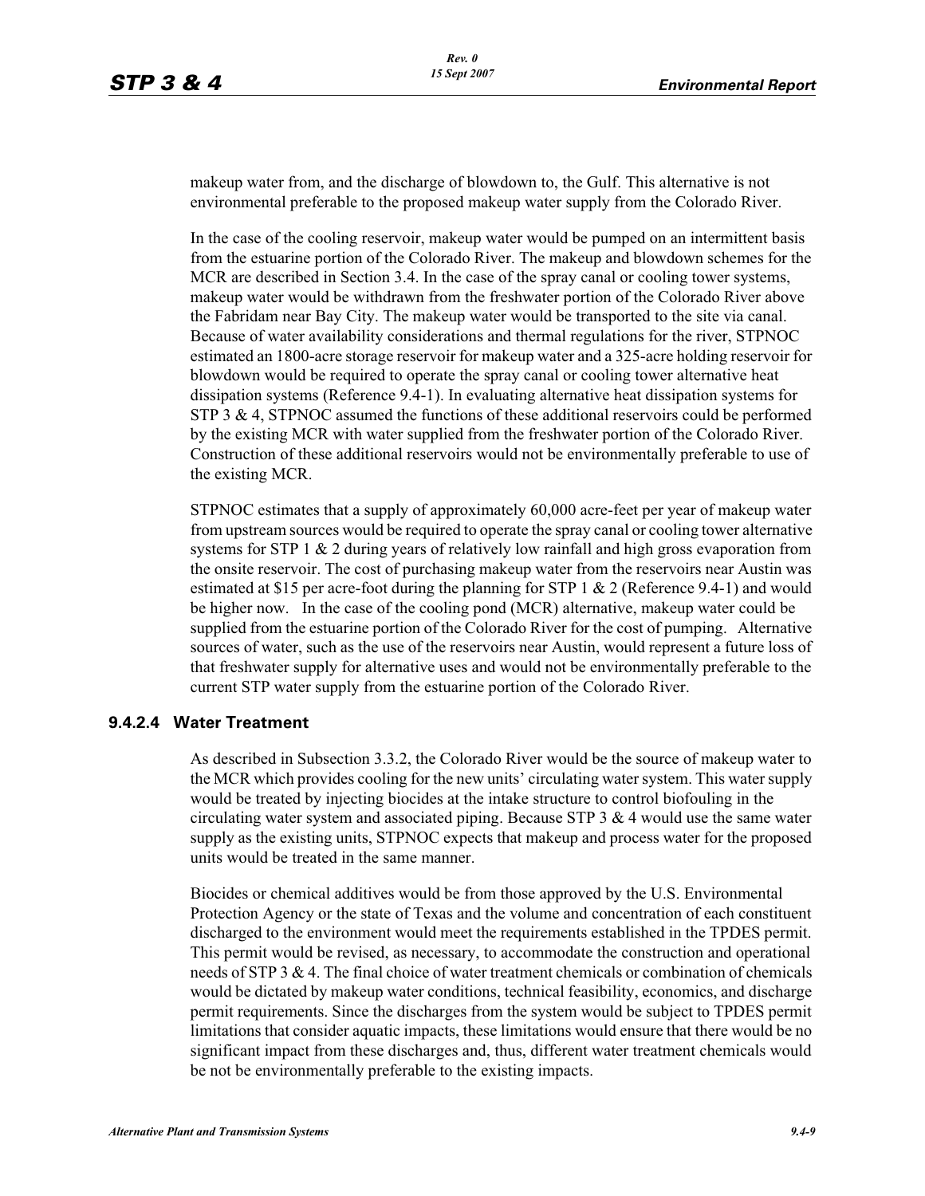makeup water from, and the discharge of blowdown to, the Gulf. This alternative is not environmental preferable to the proposed makeup water supply from the Colorado River.

In the case of the cooling reservoir, makeup water would be pumped on an intermittent basis from the estuarine portion of the Colorado River. The makeup and blowdown schemes for the MCR are described in Section 3.4. In the case of the spray canal or cooling tower systems, makeup water would be withdrawn from the freshwater portion of the Colorado River above the Fabridam near Bay City. The makeup water would be transported to the site via canal. Because of water availability considerations and thermal regulations for the river, STPNOC estimated an 1800-acre storage reservoir for makeup water and a 325-acre holding reservoir for blowdown would be required to operate the spray canal or cooling tower alternative heat dissipation systems (Reference 9.4-1). In evaluating alternative heat dissipation systems for STP 3 & 4, STPNOC assumed the functions of these additional reservoirs could be performed by the existing MCR with water supplied from the freshwater portion of the Colorado River. Construction of these additional reservoirs would not be environmentally preferable to use of the existing MCR.

STPNOC estimates that a supply of approximately 60,000 acre-feet per year of makeup water from upstream sources would be required to operate the spray canal or cooling tower alternative systems for STP 1 & 2 during years of relatively low rainfall and high gross evaporation from the onsite reservoir. The cost of purchasing makeup water from the reservoirs near Austin was estimated at $15 per acre-foot during the planning for STP 1 & 2 (Reference 9.4-1) and would be higher now. In the case of the cooling pond (MCR) alternative, makeup water could be supplied from the estuarine portion of the Colorado River for the cost of pumping. Alternative sources of water, such as the use of the reservoirs near Austin, would represent a future loss of that freshwater supply for alternative uses and would not be environmentally preferable to the current STP water supply from the estuarine portion of the Colorado River.

#### 9.4.2.4 Water Treatment

As described in Subsection 3.3.2, the Colorado River would be the source of makeup water to the MCR which provides cooling for the new units' circulating water system. This water supply would be treated by injecting biocides at the intake structure to control biofouling in the circulating water system and associated piping. Because STP 3 & 4 would use the same water supply as the existing units, STPNOC expects that makeup and process water for the proposed units would be treated in the same manner.

Biocides or chemical additives would be from those approved by the U.S. Environmental Protection Agency or the state of Texas and the volume and concentration of each constituent discharged to the environment would meet the requirements established in the TPDES permit. This permit would be revised, as necessary, to accommodate the construction and operational needs of STP 3 & 4. The final choice of water treatment chemicals or combination of chemicals would be dictated by makeup water conditions, technical feasibility, economics, and discharge permit requirements. Since the discharges from the system would be subject to TPDES permit limitations that consider aquatic impacts, these limitations would ensure that there would be no significant impact from these discharges and, thus, different water treatment chemicals would be not be environmentally preferable to the existing impacts.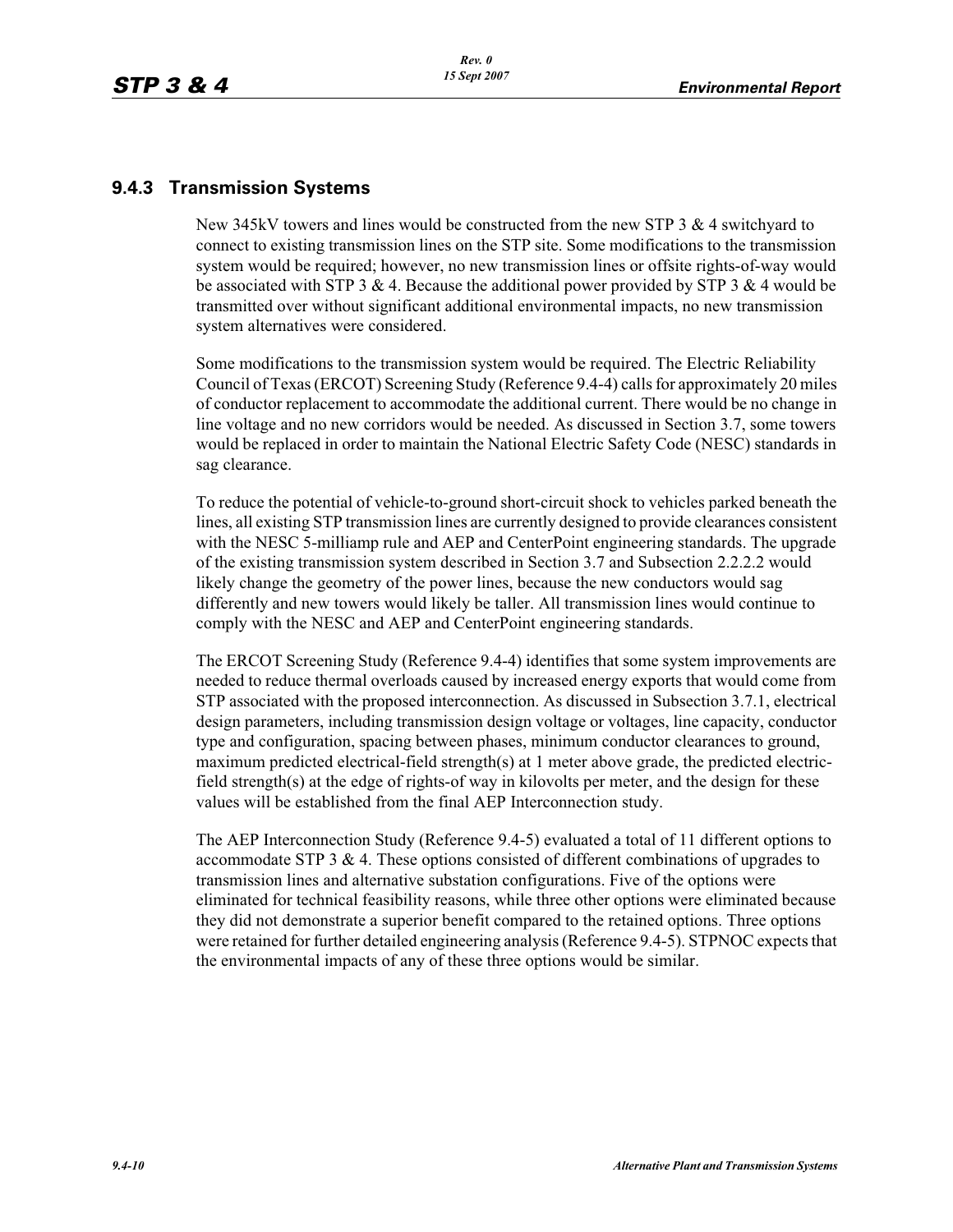### 9.4.3 Transmission Systems

New 345kV towers and lines would be constructed from the new STP 3 & 4 switchyard to connect to existing transmission lines on the STP site. Some modifications to the transmission system would be required; however, no new transmission lines or offsite rights-of-way would be associated with STP 3 & 4. Because the additional power provided by STP 3 & 4 would be transmitted over without significant additional environmental impacts, no new transmission system alternatives were considered.

Some modifications to the transmission system would be required. The Electric Reliability Council of Texas (ERCOT) Screening Study (Reference 9.4-4) calls for approximately 20 miles of conductor replacement to accommodate the additional current. There would be no change in line voltage and no new corridors would be needed. As discussed in Section 3.7, some towers would be replaced in order to maintain the National Electric Safety Code (NESC) standards in sag clearance.

To reduce the potential of vehicle-to-ground short-circuit shock to vehicles parked beneath the lines, all existing STP transmission lines are currently designed to provide clearances consistent with the NESC 5-milliamp rule and AEP and CenterPoint engineering standards. The upgrade of the existing transmission system described in Section 3.7 and Subsection 2.2.2.2 would likely change the geometry of the power lines, because the new conductors would sag differently and new towers would likely be taller. All transmission lines would continue to comply with the NESC and AEP and CenterPoint engineering standards.

The ERCOT Screening Study (Reference 9.4-4) identifies that some system improvements are needed to reduce thermal overloads caused by increased energy exports that would come from STP associated with the proposed interconnection. As discussed in Subsection 3.7.1, electrical design parameters, including transmission design voltage or voltages, line capacity, conductor type and configuration, spacing between phases, minimum conductor clearances to ground, maximum predicted electrical-field strength(s) at 1 meter above grade, the predicted electric-field strength(s) at the edge of rights-of way in kilovolts per meter, and the design for these values will be established from the final AEP Interconnection study.

The AEP Interconnection Study (Reference 9.4-5) evaluated a total of 11 different options to accommodate STP 3 & 4. These options consisted of different combinations of upgrades to transmission lines and alternative substation configurations. Five of the options were eliminated for technical feasibility reasons, while three other options were eliminated because they did not demonstrate a superior benefit compared to the retained options. Three options were retained for further detailed engineering analysis (Reference 9.4-5). STPNOC expects that the environmental impacts of any of these three options would be similar.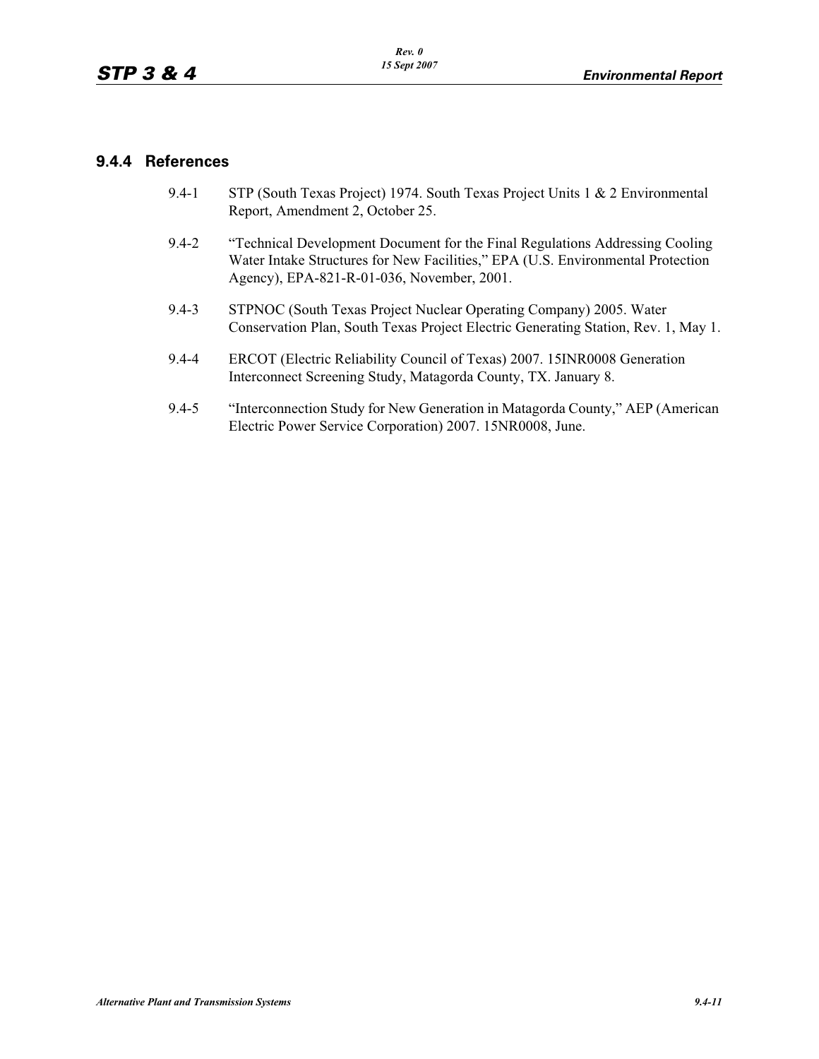### 9.4.4 References

9.4-1 STP (South Texas Project) 1974. South Texas Project Units 1 & 2 Environmental Report, Amendment 2, October 25.

9.4-2 "Technical Development Document for the Final Regulations Addressing Cooling Water Intake Structures for New Facilities," EPA (U.S. Environmental Protection Agency), EPA-821-R-01-036, November, 2001.

9.4-3 STPNOC (South Texas Project Nuclear Operating Company) 2005. Water Conservation Plan, South Texas Project Electric Generating Station, Rev. 1, May 1.

9.4-4 ERCOT (Electric Reliability Council of Texas) 2007. 15INR0008 Generation Interconnect Screening Study, Matagorda County, TX. January 8.

9.4-5 "Interconnection Study for New Generation in Matagorda County," AEP (American Electric Power Service Corporation) 2007. 15NR0008, June.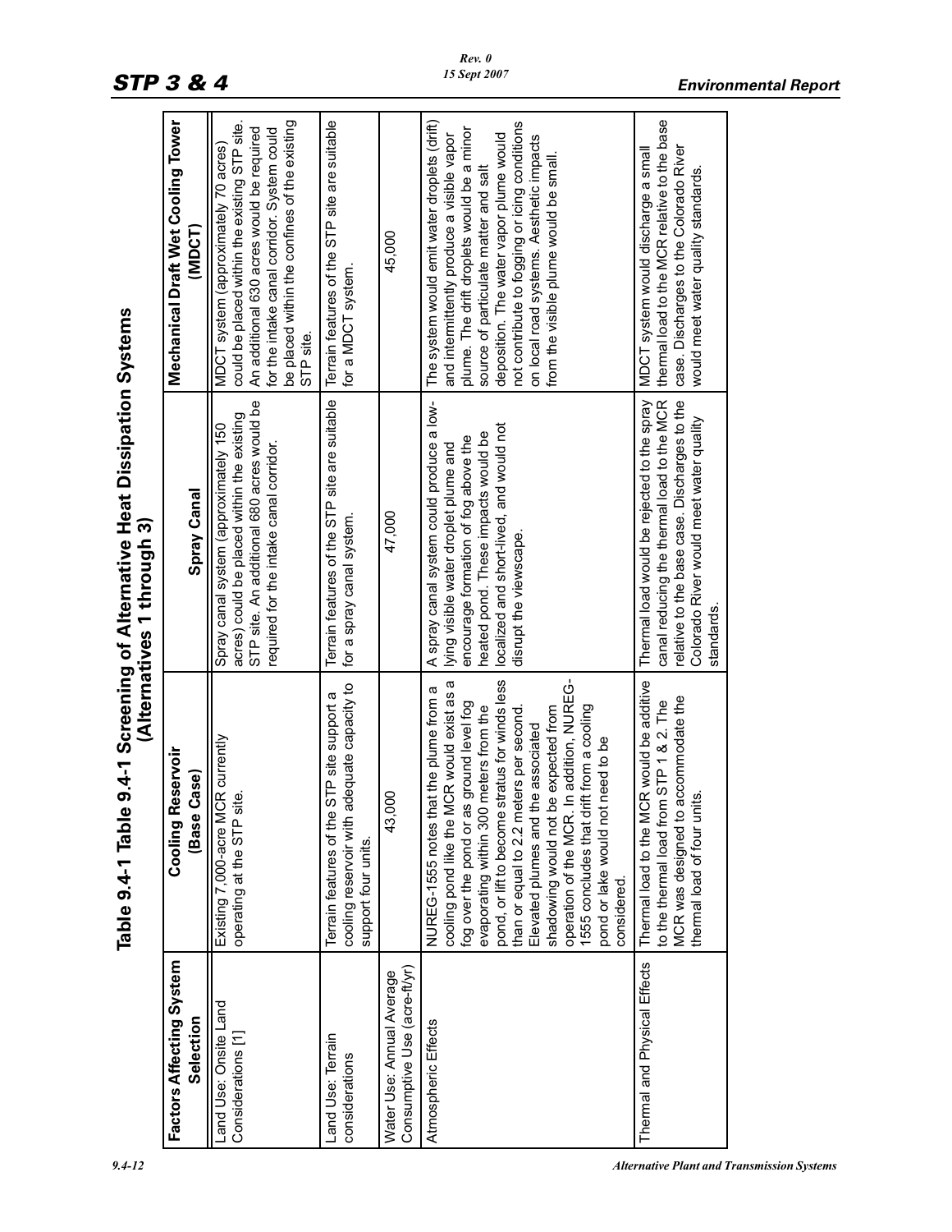# Table 9.4-1 Table 9.4-1 Screening of Alternative Heat Dissipation Systems (Alternatives 1 through 3)

| Factors Affecting System Selection | Cooling Reservoir (Base Case) | Spray Canal | Mechanical Draft Wet Cooling Tower (MDCT) |
|---|---|---|---|
| Land Use: Onsite Land Considerations [1] | Existing 7,000-acre MCR currently operating at the STP site. | Spray canal system (approximately 150 acres) could be placed within the existing STP site. An additional 680 acres would be required for the intake canal corridor. | MDCT system (approximately 70 acres) could be placed within the existing STP site. An additional 630 acres would be required for the intake canal corridor. System could be placed within the confines of the existing STP site. |
| Land Use: Terrain considerations | Terrain features of the STP site support a cooling reservoir with adequate capacity to support four units. | Terrain features of the STP site are suitable for a spray canal system. | Terrain features of the STP site are suitable for a MDCT system. |
| Water Use: Annual Average Consumptive Use (acre-ft/yr) | 43,000 | 47,000 | 45,000 |
| Atmospheric Effects | NUREG-1555 notes that the plume from a cooling pond like the MCR would exist as a fog over the pond or as ground level fog evaporating within 300 meters from the pond, or lift to become stratus for winds less than or equal to 2.2 meters per second. Elevated plumes and the associated shadowing would not be expected from operation of the MCR. In addition, NUREG-1555 concludes that drift from a cooling pond or lake would not need to be considered. | A spray canal system could produce a low-lying visible water droplet plume and encourage formation of fog above the heated pond. These impacts would be localized and short-lived, and would not disrupt the viewscape. | The system would emit water droplets (drift) and intermittently produce a visible vapor plume. The drift droplets would be a minor source of particulate matter and salt deposition. The water vapor plume would not contribute to fogging or icing conditions on local road systems. Aesthetic impacts from the visible plume would be small. |
| Thermal and Physical Effects | Thermal load to the MCR would be additive to the thermal load from STP 1 & 2. The MCR was designed to accommodate the thermal load of four units. | Thermal load would be rejected to the spray canal reducing the thermal load to the MCR relative to the base case. Discharges to the Colorado River would meet water quality standards. | MDCT system would discharge a small thermal load to the MCR relative to the base case. Discharges to the Colorado River would meet water quality standards. |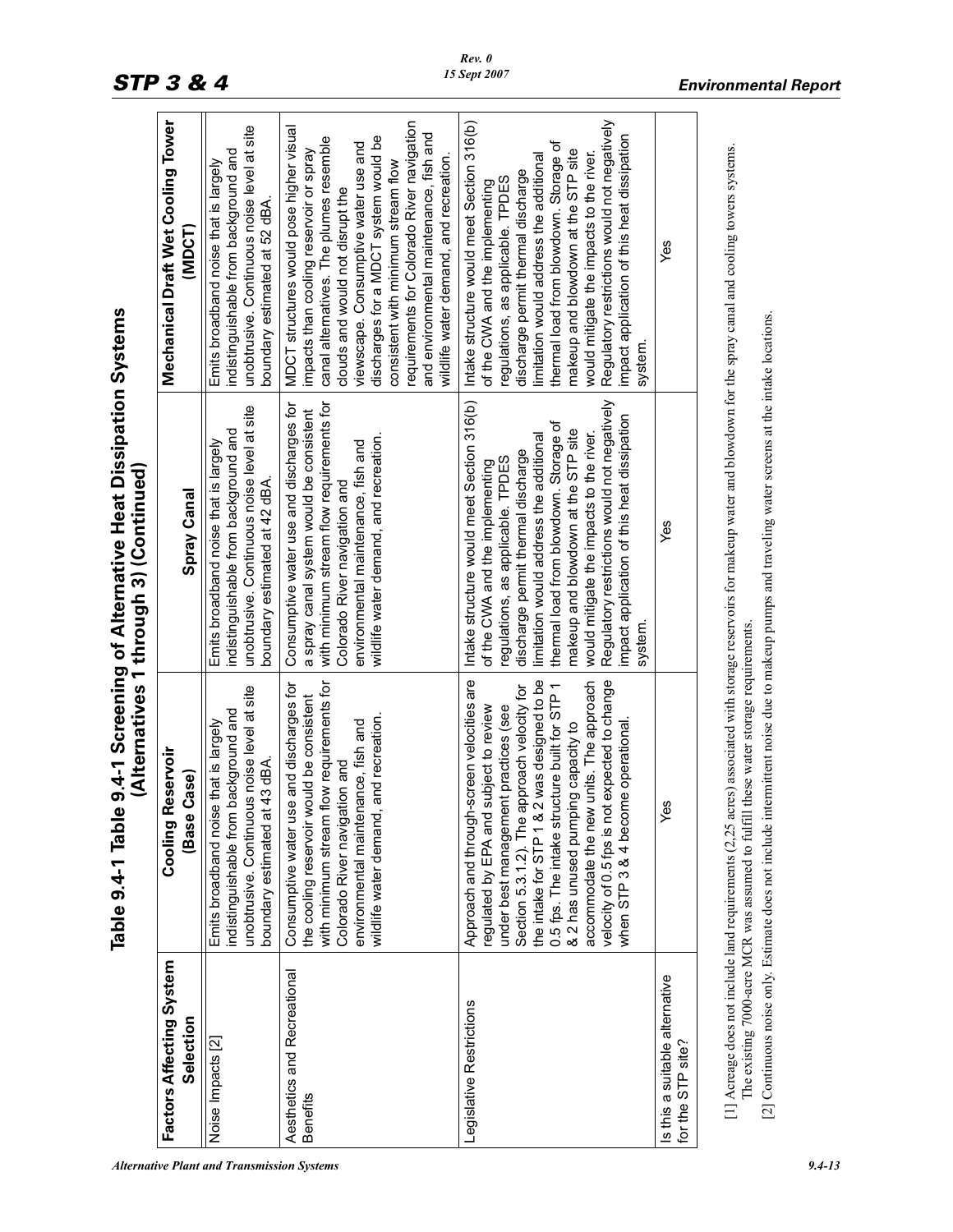# Table 9.4-1 Table 9.4-1 Screening of Alternative Heat Dissipation Systems (Alternatives 1 through 3) (Continued)

| Factors Affecting System Selection | Cooling Reservoir (Base Case) | Spray Canal | Mechanical Draft Wet Cooling Tower (MDCT) |
|---|---|---|---|
| Noise Impacts [2] | Emits broadband noise that is largely indistinguishable from background and unobtrusive. Continuous noise level at site boundary estimated at 43 dBA. | Emits broadband noise that is largely indistinguishable from background and unobtrusive. Continuous noise level at site boundary estimated at 42 dBA. | Emits broadband noise that is largely indistinguishable from background and unobtrusive. Continuous noise level at site boundary estimated at 52 dBA. |
| Aesthetics and Recreational Benefits | Consumptive water use and discharges for the cooling reservoir would be consistent with minimum stream flow requirements for Colorado River navigation and environmental maintenance, fish and wildlife water demand, and recreation. | Consumptive water use and discharges for a spray canal system would be consistent with minimum stream flow requirements for Colorado River navigation and environmental maintenance, fish and wildlife water demand, and recreation. | MDCT structures would pose higher visual impacts than cooling reservoir or spray canal alternatives. The plumes resemble clouds and would not disrupt the viewscape. Consumptive water use and discharges for a MDCT system would be consistent with minimum stream flow requirements for Colorado River navigation and environmental maintenance, fish and wildlife water demand, and recreation. |
| Legislative Restrictions | Approach and through-screen velocities are regulated by EPA and subject to review under best management practices (see Section 5.3.1.2). The approach velocity for the intake for STP 1 & 2 was designed to be 0.5 fps. The intake structure built for STP 1 & 2 has unused pumping capacity to accommodate the new units. The approach velocity of 0.5 fps is not expected to change when STP 3 & 4 become operational. | Intake structure would meet Section 316(b) of the CWA and the implementing regulations, as applicable. TPDES discharge permit thermal discharge limitation would address the additional thermal load from blowdown. Storage of makeup and blowdown at the STP site would mitigate the impacts to the river. Regulatory restrictions would not negatively impact application of this heat dissipation system. | Intake structure would meet Section 316(b) of the CWA and the implementing regulations, as applicable. TPDES discharge permit thermal discharge limitation would address the additional thermal load from blowdown. Storage of makeup and blowdown at the STP site would mitigate the impacts to the river. Regulatory restrictions would not negatively impact application of this heat dissipation system. |
| Is this a suitable alternative for the STP site? | Yes | Yes | Yes |

[1] Acreage does not include land requirements (2.25 acres) associated with storage reservoirs for makeup water and blowdown for the spray canal and cooling towers systems. The existing 7000-acre MCR was assumed to fulfill these water storage requirements.

[2] Continuous noise only. Estimate does not include intermittent noise due to makeup pumps and traveling water screens at the intake locations.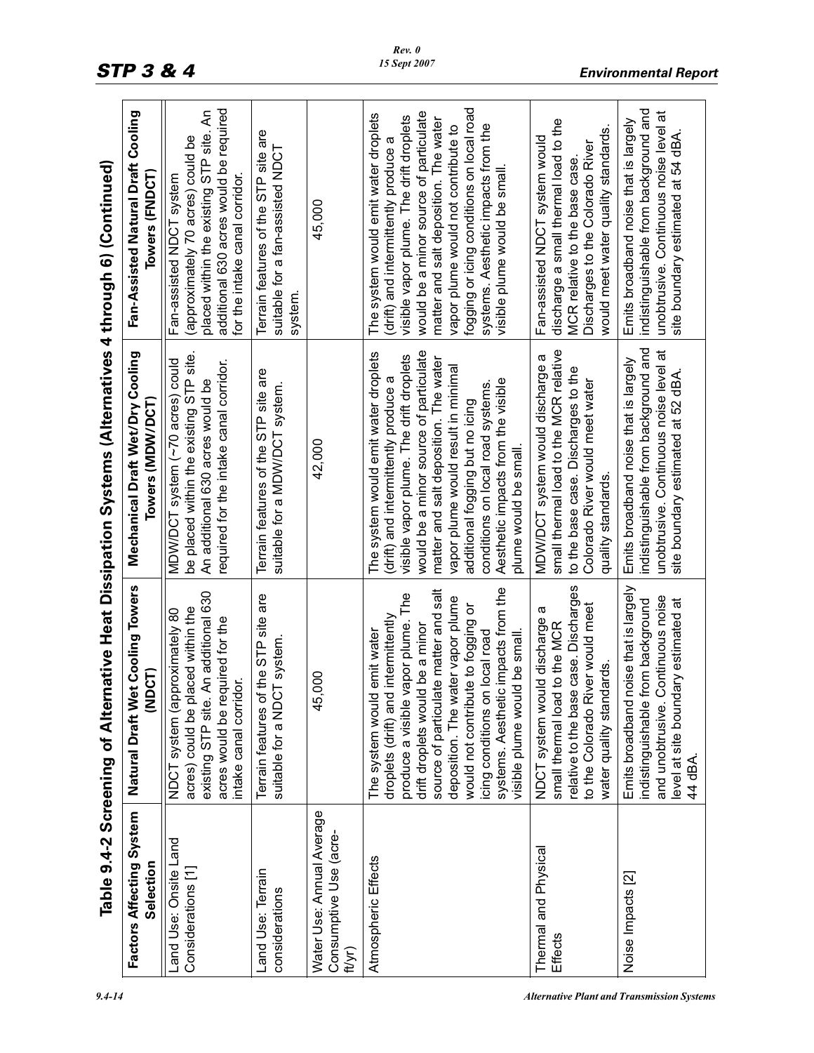## Table 9.4-2 Screening of Alternative Heat Dissipation Systems (Alternatives 4 through 6) (Continued)

| Factors Affecting System Selection | Natural Draft Wet Cooling Towers (NDCT) | Mechanical Draft Wet/Dry Cooling Towers (MDW/DCT) | Fan-Assisted Natural Draft Cooling Towers (FNDCT) |
|---|---|---|---|
| Land Use: Onsite Land Considerations [1] | NDCT system (approximately 80 acres) could be placed within the existing STP site. An additional 630 acres would be required for the intake canal corridor. | MDW/DCT system (~70 acres) could be placed within the existing STP site. An additional 630 acres would be required for the intake canal corridor. | Fan-assisted NDCT system (approximately 70 acres) could be placed within the existing STP site. An additional 630 acres would be required for the intake canal corridor. |
| Land Use: Terrain considerations | Terrain features of the STP site are suitable for a NDCT system. | Terrain features of the STP site are suitable for a MDW/DCT system. | Terrain features of the STP site are suitable for a fan-assisted NDCT system. |
| Water Use: Annual Average Consumptive Use (acre-ft/yr) | 45,000 | 42,000 | 45,000 |
| Atmospheric Effects | The system would emit water droplets (drift) and intermittently produce a visible vapor plume. The drift droplets would be a minor source of particulate matter and salt deposition. The water vapor plume would not contribute to fogging or icing conditions on local road systems. Aesthetic impacts from the visible plume would be small. | The system would emit water droplets (drift) and intermittently produce a visible vapor plume. The drift droplets would be a minor source of particulate matter and salt deposition. The water vapor plume would result in minimal additional fogging but no icing conditions on local road systems. Aesthetic impacts from the visible plume would be small. | The system would emit water droplets (drift) and intermittently produce a visible vapor plume. The drift droplets would be a minor source of particulate matter and salt deposition. The water vapor plume would not contribute to fogging or icing conditions on local road systems. Aesthetic impacts from the visible plume would be small. |
| Thermal and Physical Effects | NDCT system would discharge a small thermal load to the MCR relative to the base case. Discharges to the Colorado River would meet water quality standards. | MDW/DCT system would discharge a small thermal load to the MCR relative to the base case. Discharges to the Colorado River would meet water quality standards. | Fan-assisted NDCT system would discharge a small thermal load to the MCR relative to the base case. Discharges to the Colorado River would meet water quality standards. |
| Noise Impacts [2] | Emits broadband noise that is largely indistinguishable from background and unobtrusive. Continuous noise level at site boundary estimated at 44 dBA. | Emits broadband noise that is largely indistinguishable from background and unobtrusive. Continuous noise level at site boundary estimated at 52 dBA. | Emits broadband noise that is largely indistinguishable from background and unobtrusive. Continuous noise level at site boundary estimated at 54 dBA. |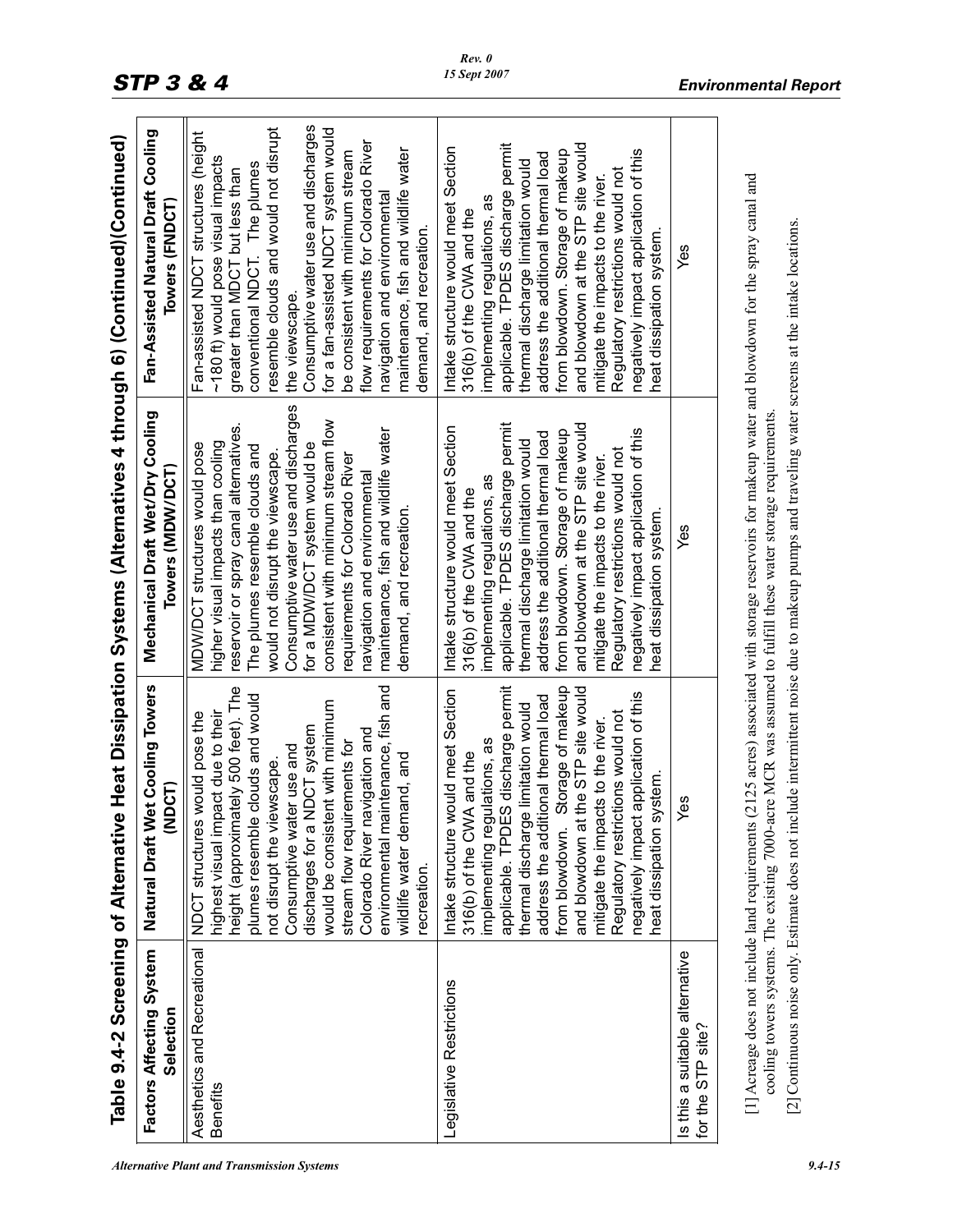## Table 9.4-2 Screening of Alternative Heat Dissipation Systems (Alternatives 4 through 6) (Continued)(Continued)

| Factors Affecting System Selection | Natural Draft Wet Cooling Towers (NDCT) | Mechanical Draft Wet/Dry Cooling Towers (MDW/DCT) | Fan-Assisted Natural Draft Cooling Towers (FNDCT) |
|---|---|---|---|
| Aesthetics and Recreational Benefits | NDCT structures would pose the highest visual impact due to their height (approximately 500 feet). The plumes resemble clouds and would not disrupt the viewscape. Consumptive water use and discharges for a NDCT system would be consistent with minimum stream flow requirements for Colorado River navigation and environmental maintenance, fish and wildlife water demand, and recreation. | MDW/DCT structures would pose higher visual impacts than cooling reservoir or spray canal alternatives. The plumes resemble clouds and would not disrupt the viewscape. Consumptive water use and discharges for a MDW/DCT system would be consistent with minimum stream flow requirements for Colorado River navigation and environmental maintenance, fish and wildlife water demand, and recreation. | Fan-assisted NDCT structures (height ~180 ft) would pose visual impacts greater than MDCT but less than conventional NDCT. The plumes resemble clouds and would not disrupt the viewscape. Consumptive water use and discharges for a fan-assisted NDCT system would be consistent with minimum stream flow requirements for Colorado River navigation and environmental maintenance, fish and wildlife water demand, and recreation. |
| Legislative Restrictions | Intake structure would meet Section 316(b) of the CWA and the implementing regulations, as applicable. TPDES discharge permit thermal discharge limitation would address the additional thermal load from blowdown. Storage of makeup and blowdown at the STP site would mitigate the impacts to the river. Regulatory restrictions would not negatively impact application of this heat dissipation system. | Intake structure would meet Section 316(b) of the CWA and the implementing regulations, as applicable. TPDES discharge permit thermal discharge limitation would address the additional thermal load from blowdown. Storage of makeup and blowdown at the STP site would mitigate the impacts to the river. Regulatory restrictions would not negatively impact application of this heat dissipation system. | Intake structure would meet Section 316(b) of the CWA and the implementing regulations, as applicable. TPDES discharge permit thermal discharge limitation would address the additional thermal load from blowdown. Storage of makeup and blowdown at the STP site would mitigate the impacts to the river. Regulatory restrictions would not negatively impact application of this heat dissipation system. |
| Is this a suitable alternative for the STP site? | Yes | Yes | Yes |

[1] Acreage does not include land requirements (2125 acres) associated with storage reservoirs for makeup water and blowdown for the spray canal and cooling towers systems. The existing 7000-acre MCR was assumed to fulfill these water storage requirements.

[2] Continuous noise only. Estimate does not include intermittent noise due to makeup pumps and traveling water screens at the intake locations.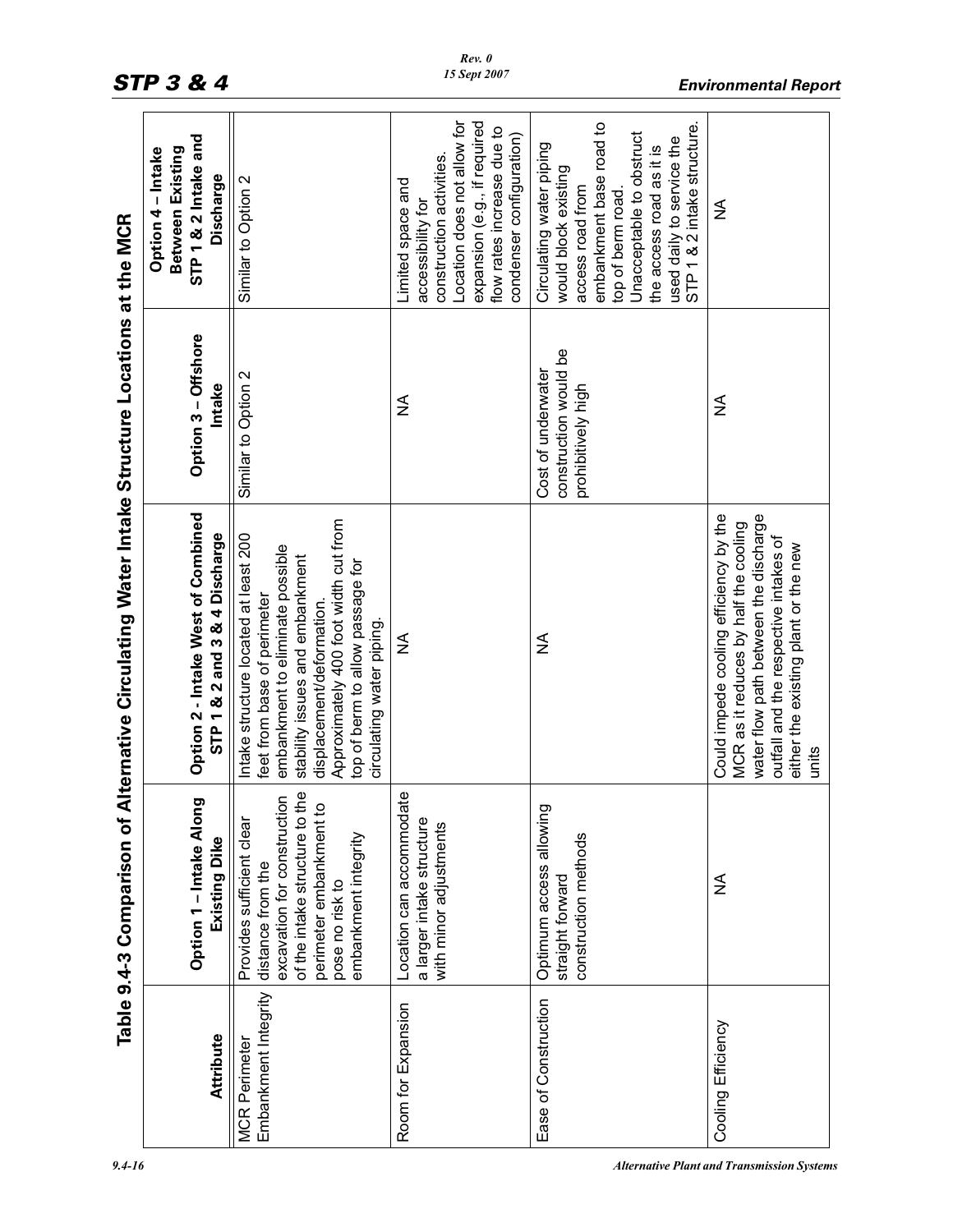## Table 9.4-3 Comparison of Alternative Circulating Water Intake Structure Locations at the MCR

| Attribute | Option 1 – Intake Along Existing Dike | Option 2 - Intake West of Combined STP 1 & 2 and 3 & 4 Discharge | Option 3 – Offshore Intake | Option 4 – Intake Between Existing STP 1 & 2 Intake and Discharge |
|---|---|---|---|---|
| MCR Perimeter Embankment Integrity | Provides sufficient clear distance from the excavation for construction of the intake structure to the perimeter embankment to pose no risk to embankment integrity | Intake structure located at least 200 feet from base of perimeter embankment to eliminate possible stability issues and embankment displacement/deformation. Approximately 400 foot width cut from top of berm to allow passage for circulating water piping. | Similar to Option 2 | Similar to Option 2 |
| Room for Expansion | Location can accommodate a larger intake structure with minor adjustments | NA | NA | Limited space and accessibility for construction activities. Location does not allow for expansion (e.g., if required flow rates increase due to condenser configuration) |
| Ease of Construction | Optimum access allowing straight forward construction methods | NA | Cost of underwater construction would be prohibitively high | Circulating water piping would block existing access road from embankment base road to top of berm road. Unacceptable to obstruct the access road as it is used daily to service the STP 1 & 2 intake structure. |
| Cooling Efficiency | NA | Could impede cooling efficiency by the MCR as it reduces by half the cooling water flow path between the discharge outfall and the respective intakes of either the existing plant or the new units | NA | NA |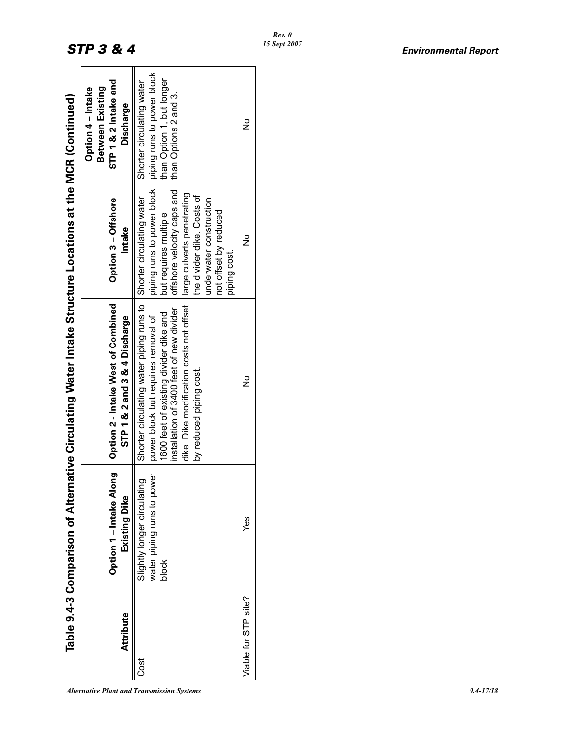**Table 9.4-3 Comparison of Alternative Circulating Water Intake Structure Locations at the MCR (Continued)**

| Attribute | Option 1 – Intake Along Existing Dike | Option 2 - Intake West of Combined STP 1 & 2 and 3 & 4 Discharge | Option 3 – Offshore Intake | Option 4 – Intake Between Existing STP 1 & 2 Intake and Discharge |
|---|---|---|---|---|
| Cost | Slightly longer circulating water piping runs to power block | Shorter circulating water piping runs to power block but requires removal of 1600 feet of existing divider dike and installation of 3400 feet of new divider dike. Dike modification costs not offset by reduced piping cost. | Shorter circulating water piping runs to power block but requires multiple offshore velocity caps and large culverts penetrating the divider dike. Costs of underwater construction not offset by reduced piping cost. | Shorter circulating water piping runs to power block than Option 1, but longer than Options 2 and 3. |
| Viable for STP site? | Yes | No | No | No |